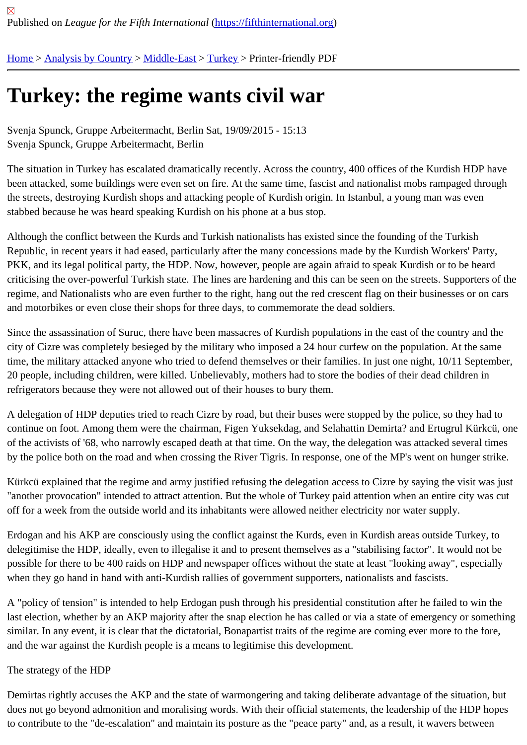Published on *League for the Fifth International* (https://fifthinternational.org)

Home > Analysis by Country > Middle-East > Turkey > Printer-friendly PDF

# Turkey: the regime wants civil war

Svenja Spunck, Gruppe Arbeitermacht, Berlin Sat, 19/09/2015 - 15:13
Svenja Spunck, Gruppe Arbeitermacht, Berlin

The situation in Turkey has escalated dramatically recently. Across the country, 400 offices of the Kurdish HDP have been attacked, some buildings were even set on fire. At the same time, fascist and nationalist mobs rampaged through the streets, destroying Kurdish shops and attacking people of Kurdish origin. In Istanbul, a young man was even stabbed because he was heard speaking Kurdish on his phone at a bus stop.

Although the conflict between the Kurds and Turkish nationalists has existed since the founding of the Turkish Republic, in recent years it had eased, particularly after the many concessions made by the Kurdish Workers' Party, PKK, and its legal political party, the HDP. Now, however, people are again afraid to speak Kurdish or to be heard criticising the over-powerful Turkish state. The lines are hardening and this can be seen on the streets. Supporters of the regime, and Nationalists who are even further to the right, hang out the red crescent flag on their businesses or on cars and motorbikes or even close their shops for three days, to commemorate the dead soldiers.

Since the assassination of Suruc, there have been massacres of Kurdish populations in the east of the country and the city of Cizre was completely besieged by the military who imposed a 24 hour curfew on the population. At the same time, the military attacked anyone who tried to defend themselves or their families. In just one night, 10/11 September, 20 people, including children, were killed. Unbelievably, mothers had to store the bodies of their dead children in refrigerators because they were not allowed out of their houses to bury them.

A delegation of HDP deputies tried to reach Cizre by road, but their buses were stopped by the police, so they had to continue on foot. Among them were the chairman, Figen Yuksekdag, and Selahattin Demirta? and Ertugrul Kürkcü, one of the activists of '68, who narrowly escaped death at that time. On the way, the delegation was attacked several times by the police both on the road and when crossing the River Tigris. In response, one of the MP's went on hunger strike.

Kürkcü explained that the regime and army justified refusing the delegation access to Cizre by saying the visit was just "another provocation" intended to attract attention. But the whole of Turkey paid attention when an entire city was cut off for a week from the outside world and its inhabitants were allowed neither electricity nor water supply.

Erdogan and his AKP are consciously using the conflict against the Kurds, even in Kurdish areas outside Turkey, to delegitimise the HDP, ideally, even to illegalise it and to present themselves as a "stabilising factor". It would not be possible for there to be 400 raids on HDP and newspaper offices without the state at least "looking away", especially when they go hand in hand with anti-Kurdish rallies of government supporters, nationalists and fascists.

A "policy of tension" is intended to help Erdogan push through his presidential constitution after he failed to win the last election, whether by an AKP majority after the snap election he has called or via a state of emergency or something similar. In any event, it is clear that the dictatorial, Bonapartist traits of the regime are coming ever more to the fore, and the war against the Kurdish people is a means to legitimise this development.

## The strategy of the HDP

Demirtas rightly accuses the AKP and the state of warmongering and taking deliberate advantage of the situation, but does not go beyond admonition and moralising words. With their official statements, the leadership of the HDP hopes to contribute to the "de-escalation" and maintain its posture as the "peace party" and, as a result, it wavers between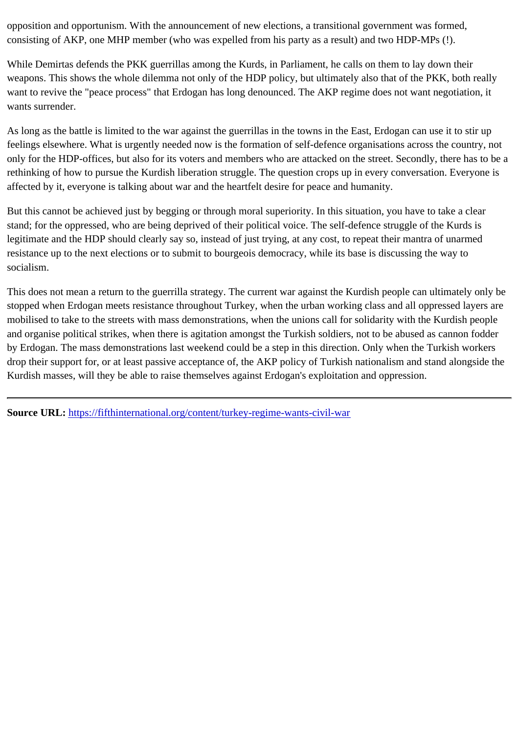opposition and opportunism. With the announcement of new elections, a transitional government was formed, consisting of AKP, one MHP member (who was expelled from his party as a result) and two HDP-MPs (!).

While Demirtas defends the PKK guerrillas among the Kurds, in Parliament, he calls on them to lay down their weapons. This shows the whole dilemma not only of the HDP policy, but ultimately also that of the PKK, both really want to revive the "peace process" that Erdogan has long denounced. The AKP regime does not want negotiation, it wants surrender.

As long as the battle is limited to the war against the guerrillas in the towns in the East, Erdogan can use it to stir up feelings elsewhere. What is urgently needed now is the formation of self-defence organisations across the country, not only for the HDP-offices, but also for its voters and members who are attacked on the street. Secondly, there has to be a rethinking of how to pursue the Kurdish liberation struggle. The question crops up in every conversation. Everyone is affected by it, everyone is talking about war and the heartfelt desire for peace and humanity.

But this cannot be achieved just by begging or through moral superiority. In this situation, you have to take a clear stand; for the oppressed, who are being deprived of their political voice. The self-defence struggle of the Kurds is legitimate and the HDP should clearly say so, instead of just trying, at any cost, to repeat their mantra of unarmed resistance up to the next elections or to submit to bourgeois democracy, while its base is discussing the way to socialism.

This does not mean a return to the guerrilla strategy. The current war against the Kurdish people can ultimately only be stopped when Erdogan meets resistance throughout Turkey, when the urban working class and all oppressed layers are mobilised to take to the streets with mass demonstrations, when the unions call for solidarity with the Kurdish people and organise political strikes, when there is agitation amongst the Turkish soldiers, not to be abused as cannon fodder by Erdogan. The mass demonstrations last weekend could be a step in this direction. Only when the Turkish workers drop their support for, or at least passive acceptance of, the AKP policy of Turkish nationalism and stand alongside the Kurdish masses, will they be able to raise themselves against Erdogan's exploitation and oppression.

---

**Source URL:** https://fifthinternational.org/content/turkey-regime-wants-civil-war